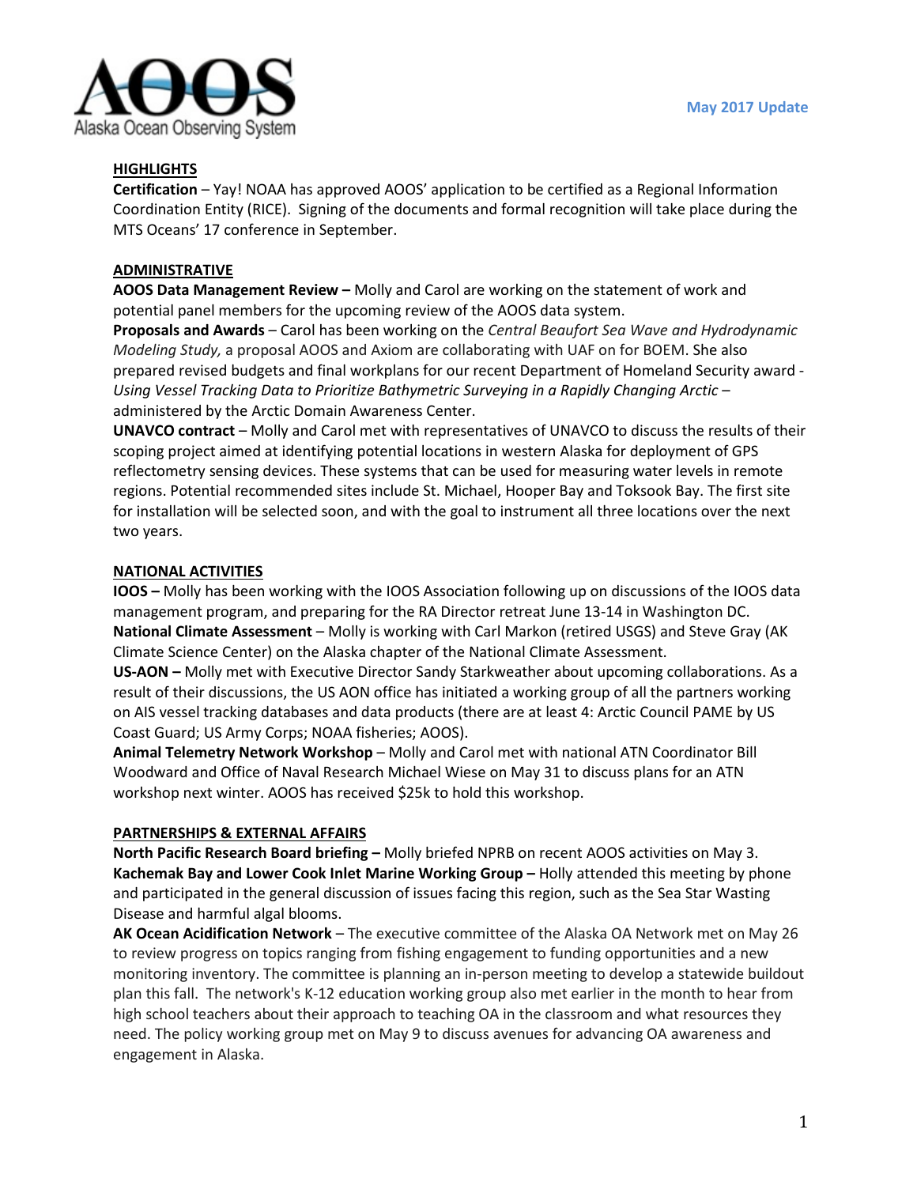May 2017 Update

## HIGHLIGHTS

**Certification** – Yay! NOAA has approved AOOS' application to be certified as a Regional Information Coordination Entity (RICE). Signing of the documents and formal recognition will take place during the MTS Oceans' 17 conference in September.

## ADMINISTRATIVE

**AOOS Data Management Review –** Molly and Carol are working on the statement of work and potential panel members for the upcoming review of the AOOS data system.

**Proposals and Awards** – Carol has been working on the *Central Beaufort Sea Wave and Hydrodynamic Modeling Study,* a proposal AOOS and Axiom are collaborating with UAF on for BOEM. She also prepared revised budgets and final workplans for our recent Department of Homeland Security award - *Using Vessel Tracking Data to Prioritize Bathymetric Surveying in a Rapidly Changing Arctic* – administered by the Arctic Domain Awareness Center.

**UNAVCO contract** – Molly and Carol met with representatives of UNAVCO to discuss the results of their scoping project aimed at identifying potential locations in western Alaska for deployment of GPS reflectometry sensing devices. These systems that can be used for measuring water levels in remote regions. Potential recommended sites include St. Michael, Hooper Bay and Toksook Bay. The first site for installation will be selected soon, and with the goal to instrument all three locations over the next two years.

## NATIONAL ACTIVITIES

**IOOS –** Molly has been working with the IOOS Association following up on discussions of the IOOS data management program, and preparing for the RA Director retreat June 13-14 in Washington DC.

**National Climate Assessment** – Molly is working with Carl Markon (retired USGS) and Steve Gray (AK Climate Science Center) on the Alaska chapter of the National Climate Assessment.

**US-AON –** Molly met with Executive Director Sandy Starkweather about upcoming collaborations. As a result of their discussions, the US AON office has initiated a working group of all the partners working on AIS vessel tracking databases and data products (there are at least 4: Arctic Council PAME by US Coast Guard; US Army Corps; NOAA fisheries; AOOS).

**Animal Telemetry Network Workshop** – Molly and Carol met with national ATN Coordinator Bill Woodward and Office of Naval Research Michael Wiese on May 31 to discuss plans for an ATN workshop next winter. AOOS has received $25k to hold this workshop.

## PARTNERSHIPS & EXTERNAL AFFAIRS

**North Pacific Research Board briefing –** Molly briefed NPRB on recent AOOS activities on May 3.

**Kachemak Bay and Lower Cook Inlet Marine Working Group –** Holly attended this meeting by phone and participated in the general discussion of issues facing this region, such as the Sea Star Wasting Disease and harmful algal blooms.

**AK Ocean Acidification Network** – The executive committee of the Alaska OA Network met on May 26 to review progress on topics ranging from fishing engagement to funding opportunities and a new monitoring inventory. The committee is planning an in-person meeting to develop a statewide buildout plan this fall. The network's K-12 education working group also met earlier in the month to hear from high school teachers about their approach to teaching OA in the classroom and what resources they need. The policy working group met on May 9 to discuss avenues for advancing OA awareness and engagement in Alaska.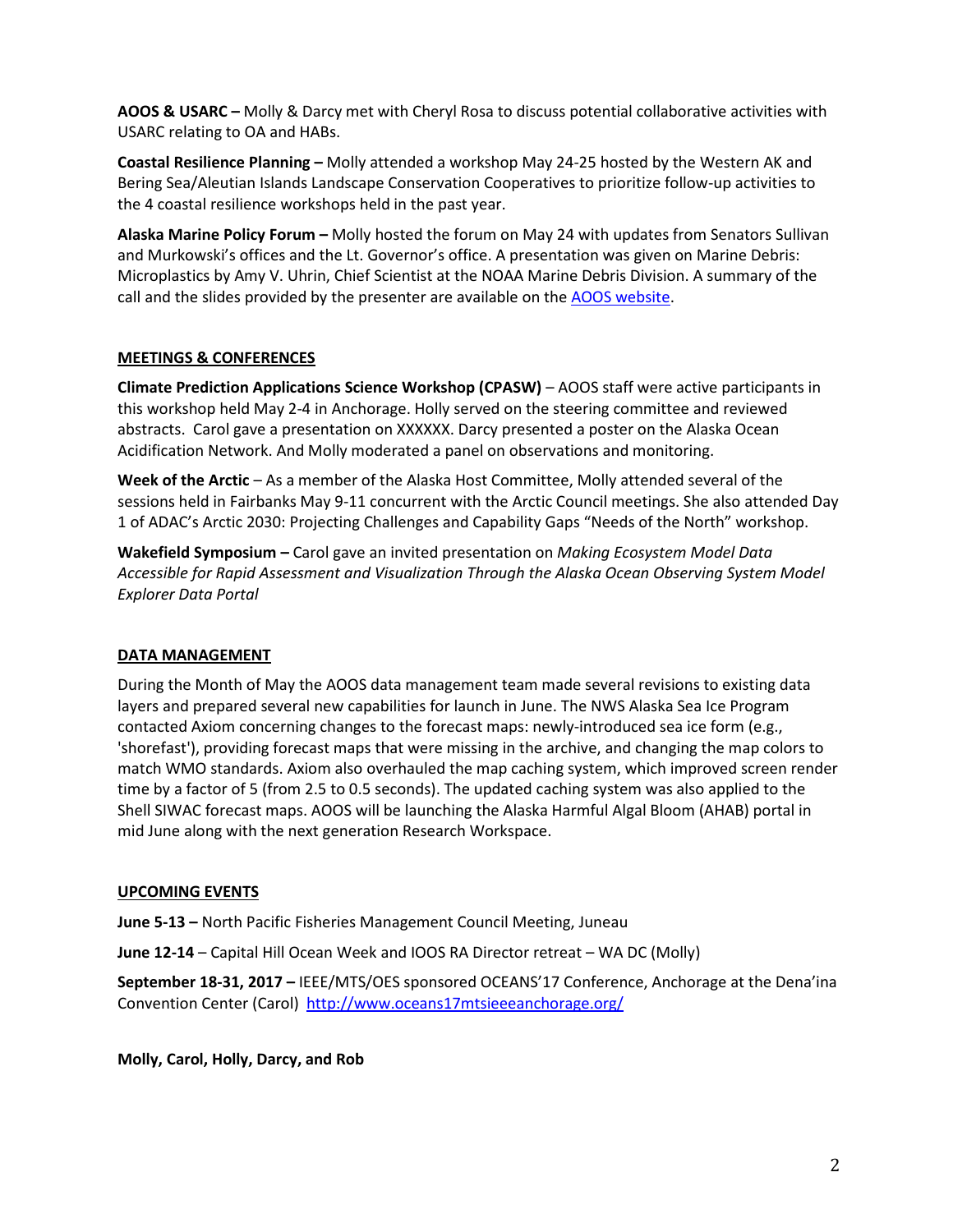**AOOS & USARC –** Molly & Darcy met with Cheryl Rosa to discuss potential collaborative activities with USARC relating to OA and HABs.

**Coastal Resilience Planning –** Molly attended a workshop May 24-25 hosted by the Western AK and Bering Sea/Aleutian Islands Landscape Conservation Cooperatives to prioritize follow-up activities to the 4 coastal resilience workshops held in the past year.

**Alaska Marine Policy Forum –** Molly hosted the forum on May 24 with updates from Senators Sullivan and Murkowski's offices and the Lt. Governor's office. A presentation was given on Marine Debris: Microplastics by Amy V. Uhrin, Chief Scientist at the NOAA Marine Debris Division. A summary of the call and the slides provided by the presenter are available on the AOOS website.

## MEETINGS & CONFERENCES

**Climate Prediction Applications Science Workshop (CPASW)** – AOOS staff were active participants in this workshop held May 2-4 in Anchorage. Holly served on the steering committee and reviewed abstracts. Carol gave a presentation on XXXXXX. Darcy presented a poster on the Alaska Ocean Acidification Network. And Molly moderated a panel on observations and monitoring.

**Week of the Arctic** – As a member of the Alaska Host Committee, Molly attended several of the sessions held in Fairbanks May 9-11 concurrent with the Arctic Council meetings. She also attended Day 1 of ADAC's Arctic 2030: Projecting Challenges and Capability Gaps "Needs of the North" workshop.

**Wakefield Symposium –** Carol gave an invited presentation on *Making Ecosystem Model Data Accessible for Rapid Assessment and Visualization Through the Alaska Ocean Observing System Model Explorer Data Portal*

## DATA MANAGEMENT

During the Month of May the AOOS data management team made several revisions to existing data layers and prepared several new capabilities for launch in June. The NWS Alaska Sea Ice Program contacted Axiom concerning changes to the forecast maps: newly-introduced sea ice form (e.g., 'shorefast'), providing forecast maps that were missing in the archive, and changing the map colors to match WMO standards. Axiom also overhauled the map caching system, which improved screen render time by a factor of 5 (from 2.5 to 0.5 seconds). The updated caching system was also applied to the Shell SIWAC forecast maps. AOOS will be launching the Alaska Harmful Algal Bloom (AHAB) portal in mid June along with the next generation Research Workspace.

## UPCOMING EVENTS

**June 5-13 –** North Pacific Fisheries Management Council Meeting, Juneau

**June 12-14** – Capital Hill Ocean Week and IOOS RA Director retreat – WA DC (Molly)

**September 18-31, 2017 –** IEEE/MTS/OES sponsored OCEANS'17 Conference, Anchorage at the Dena'ina Convention Center (Carol) http://www.oceans17mtsieeeanchorage.org/

**Molly, Carol, Holly, Darcy, and Rob**